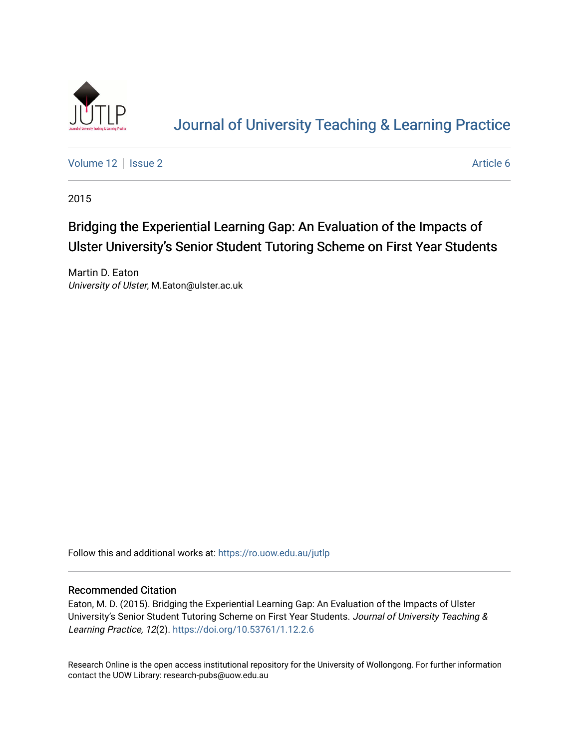# Journal of University Teaching & Learning Practice

Volume 12 | Issue 2 | Article 6

2015

## Bridging the Experiential Learning Gap: An Evaluation of the Impacts of Ulster University's Senior Student Tutoring Scheme on First Year Students

Martin D. Eaton
*University of Ulster*, M.Eaton@ulster.ac.uk

Follow this and additional works at: https://ro.uow.edu.au/jutlp

### Recommended Citation

Eaton, M. D. (2015). Bridging the Experiential Learning Gap: An Evaluation of the Impacts of Ulster University's Senior Student Tutoring Scheme on First Year Students. *Journal of University Teaching & Learning Practice, 12*(2). https://doi.org/10.53761/1.12.2.6

Research Online is the open access institutional repository for the University of Wollongong. For further information contact the UOW Library: research-pubs@uow.edu.au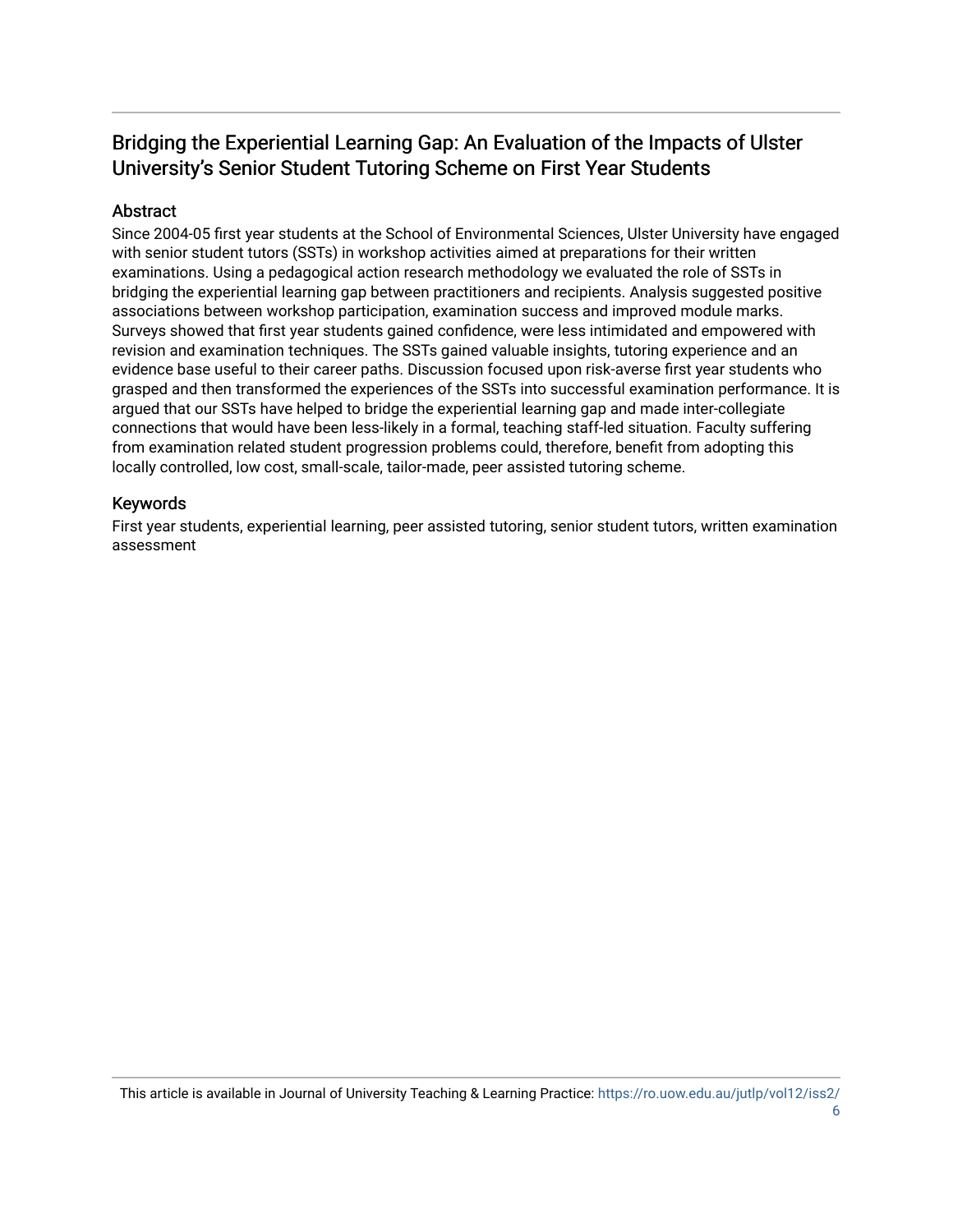## Bridging the Experiential Learning Gap: An Evaluation of the Impacts of Ulster University's Senior Student Tutoring Scheme on First Year Students

### Abstract

Since 2004-05 first year students at the School of Environmental Sciences, Ulster University have engaged with senior student tutors (SSTs) in workshop activities aimed at preparations for their written examinations. Using a pedagogical action research methodology we evaluated the role of SSTs in bridging the experiential learning gap between practitioners and recipients. Analysis suggested positive associations between workshop participation, examination success and improved module marks. Surveys showed that first year students gained confidence, were less intimidated and empowered with revision and examination techniques. The SSTs gained valuable insights, tutoring experience and an evidence base useful to their career paths. Discussion focused upon risk-averse first year students who grasped and then transformed the experiences of the SSTs into successful examination performance. It is argued that our SSTs have helped to bridge the experiential learning gap and made inter-collegiate connections that would have been less-likely in a formal, teaching staff-led situation. Faculty suffering from examination related student progression problems could, therefore, benefit from adopting this locally controlled, low cost, small-scale, tailor-made, peer assisted tutoring scheme.

### Keywords

First year students, experiential learning, peer assisted tutoring, senior student tutors, written examination assessment

This article is available in Journal of University Teaching & Learning Practice: https://ro.uow.edu.au/jutlp/vol12/iss2/6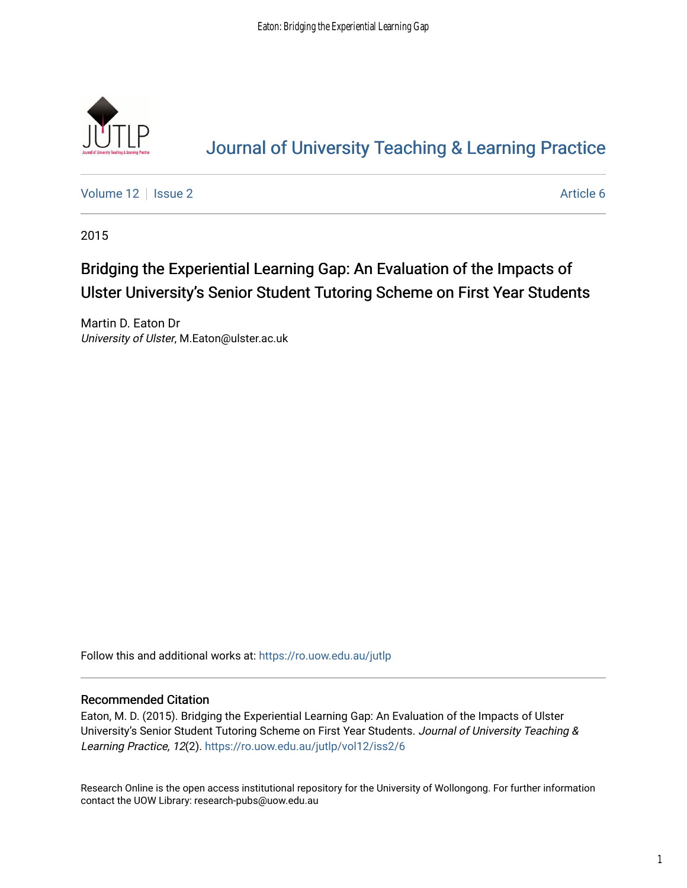# Journal of University Teaching & Learning Practice

Volume 12 | Issue 2 Article 6

2015

## Bridging the Experiential Learning Gap: An Evaluation of the Impacts of Ulster University's Senior Student Tutoring Scheme on First Year Students

Martin D. Eaton Dr
*University of Ulster*, M.Eaton@ulster.ac.uk

Follow this and additional works at: https://ro.uow.edu.au/jutlp

### Recommended Citation

Eaton, M. D. (2015). Bridging the Experiential Learning Gap: An Evaluation of the Impacts of Ulster University's Senior Student Tutoring Scheme on First Year Students. *Journal of University Teaching & Learning Practice, 12*(2). https://ro.uow.edu.au/jutlp/vol12/iss2/6

Research Online is the open access institutional repository for the University of Wollongong. For further information contact the UOW Library: research-pubs@uow.edu.au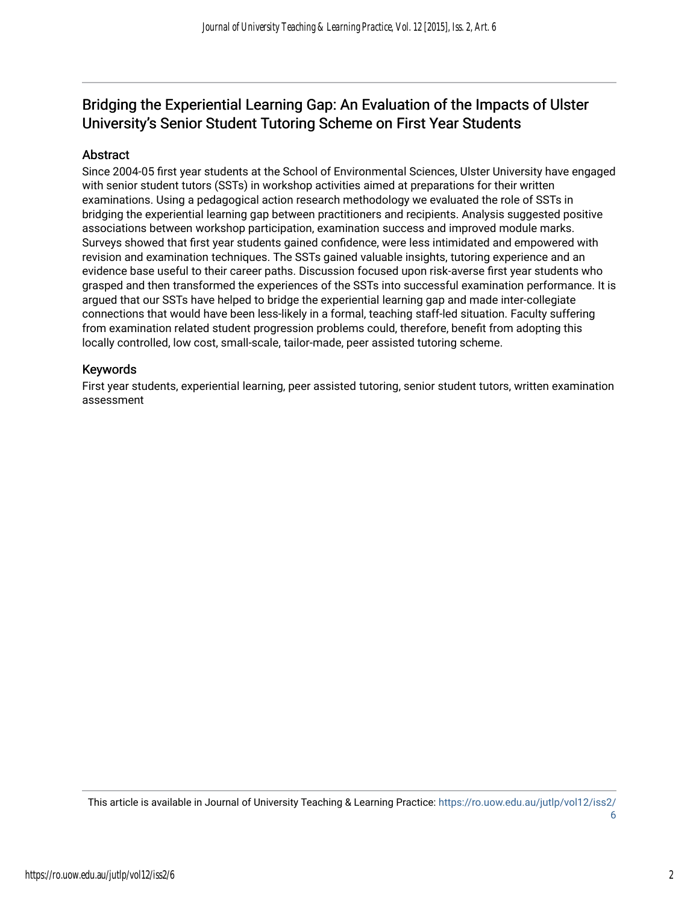## Bridging the Experiential Learning Gap: An Evaluation of the Impacts of Ulster University's Senior Student Tutoring Scheme on First Year Students

### Abstract

Since 2004-05 first year students at the School of Environmental Sciences, Ulster University have engaged with senior student tutors (SSTs) in workshop activities aimed at preparations for their written examinations. Using a pedagogical action research methodology we evaluated the role of SSTs in bridging the experiential learning gap between practitioners and recipients. Analysis suggested positive associations between workshop participation, examination success and improved module marks. Surveys showed that first year students gained confidence, were less intimidated and empowered with revision and examination techniques. The SSTs gained valuable insights, tutoring experience and an evidence base useful to their career paths. Discussion focused upon risk-averse first year students who grasped and then transformed the experiences of the SSTs into successful examination performance. It is argued that our SSTs have helped to bridge the experiential learning gap and made inter-collegiate connections that would have been less-likely in a formal, teaching staff-led situation. Faculty suffering from examination related student progression problems could, therefore, benefit from adopting this locally controlled, low cost, small-scale, tailor-made, peer assisted tutoring scheme.

### Keywords

First year students, experiential learning, peer assisted tutoring, senior student tutors, written examination assessment

This article is available in Journal of University Teaching & Learning Practice: https://ro.uow.edu.au/jutlp/vol12/iss2/6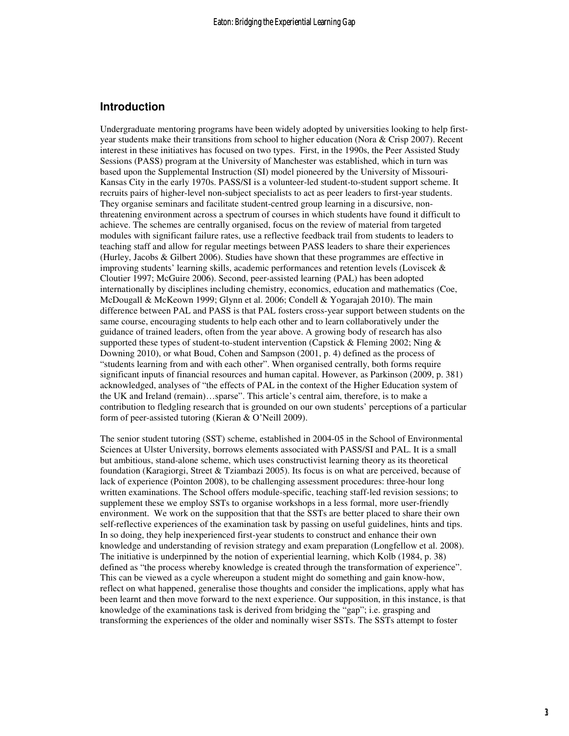## Introduction

Undergraduate mentoring programs have been widely adopted by universities looking to help first-year students make their transitions from school to higher education (Nora & Crisp 2007). Recent interest in these initiatives has focused on two types. First, in the 1990s, the Peer Assisted Study Sessions (PASS) program at the University of Manchester was established, which in turn was based upon the Supplemental Instruction (SI) model pioneered by the University of Missouri-Kansas City in the early 1970s. PASS/SI is a volunteer-led student-to-student support scheme. It recruits pairs of higher-level non-subject specialists to act as peer leaders to first-year students. They organise seminars and facilitate student-centred group learning in a discursive, non-threatening environment across a spectrum of courses in which students have found it difficult to achieve. The schemes are centrally organised, focus on the review of material from targeted modules with significant failure rates, use a reflective feedback trail from students to leaders to teaching staff and allow for regular meetings between PASS leaders to share their experiences (Hurley, Jacobs & Gilbert 2006). Studies have shown that these programmes are effective in improving students' learning skills, academic performances and retention levels (Loviscek & Cloutier 1997; McGuire 2006). Second, peer-assisted learning (PAL) has been adopted internationally by disciplines including chemistry, economics, education and mathematics (Coe, McDougall & McKeown 1999; Glynn et al. 2006; Condell & Yogarajah 2010). The main difference between PAL and PASS is that PAL fosters cross-year support between students on the same course, encouraging students to help each other and to learn collaboratively under the guidance of trained leaders, often from the year above. A growing body of research has also supported these types of student-to-student intervention (Capstick & Fleming 2002; Ning & Downing 2010), or what Boud, Cohen and Sampson (2001, p. 4) defined as the process of "students learning from and with each other". When organised centrally, both forms require significant inputs of financial resources and human capital. However, as Parkinson (2009, p. 381) acknowledged, analyses of "the effects of PAL in the context of the Higher Education system of the UK and Ireland (remain)…sparse". This article's central aim, therefore, is to make a contribution to fledgling research that is grounded on our own students' perceptions of a particular form of peer-assisted tutoring (Kieran & O'Neill 2009).

The senior student tutoring (SST) scheme, established in 2004-05 in the School of Environmental Sciences at Ulster University, borrows elements associated with PASS/SI and PAL. It is a small but ambitious, stand-alone scheme, which uses constructivist learning theory as its theoretical foundation (Karagiorgi, Street & Tziambazi 2005). Its focus is on what are perceived, because of lack of experience (Pointon 2008), to be challenging assessment procedures: three-hour long written examinations. The School offers module-specific, teaching staff-led revision sessions; to supplement these we employ SSTs to organise workshops in a less formal, more user-friendly environment. We work on the supposition that that the SSTs are better placed to share their own self-reflective experiences of the examination task by passing on useful guidelines, hints and tips. In so doing, they help inexperienced first-year students to construct and enhance their own knowledge and understanding of revision strategy and exam preparation (Longfellow et al. 2008). The initiative is underpinned by the notion of experiential learning, which Kolb (1984, p. 38) defined as "the process whereby knowledge is created through the transformation of experience". This can be viewed as a cycle whereupon a student might do something and gain know-how, reflect on what happened, generalise those thoughts and consider the implications, apply what has been learnt and then move forward to the next experience. Our supposition, in this instance, is that knowledge of the examinations task is derived from bridging the "gap"; i.e. grasping and transforming the experiences of the older and nominally wiser SSTs. The SSTs attempt to foster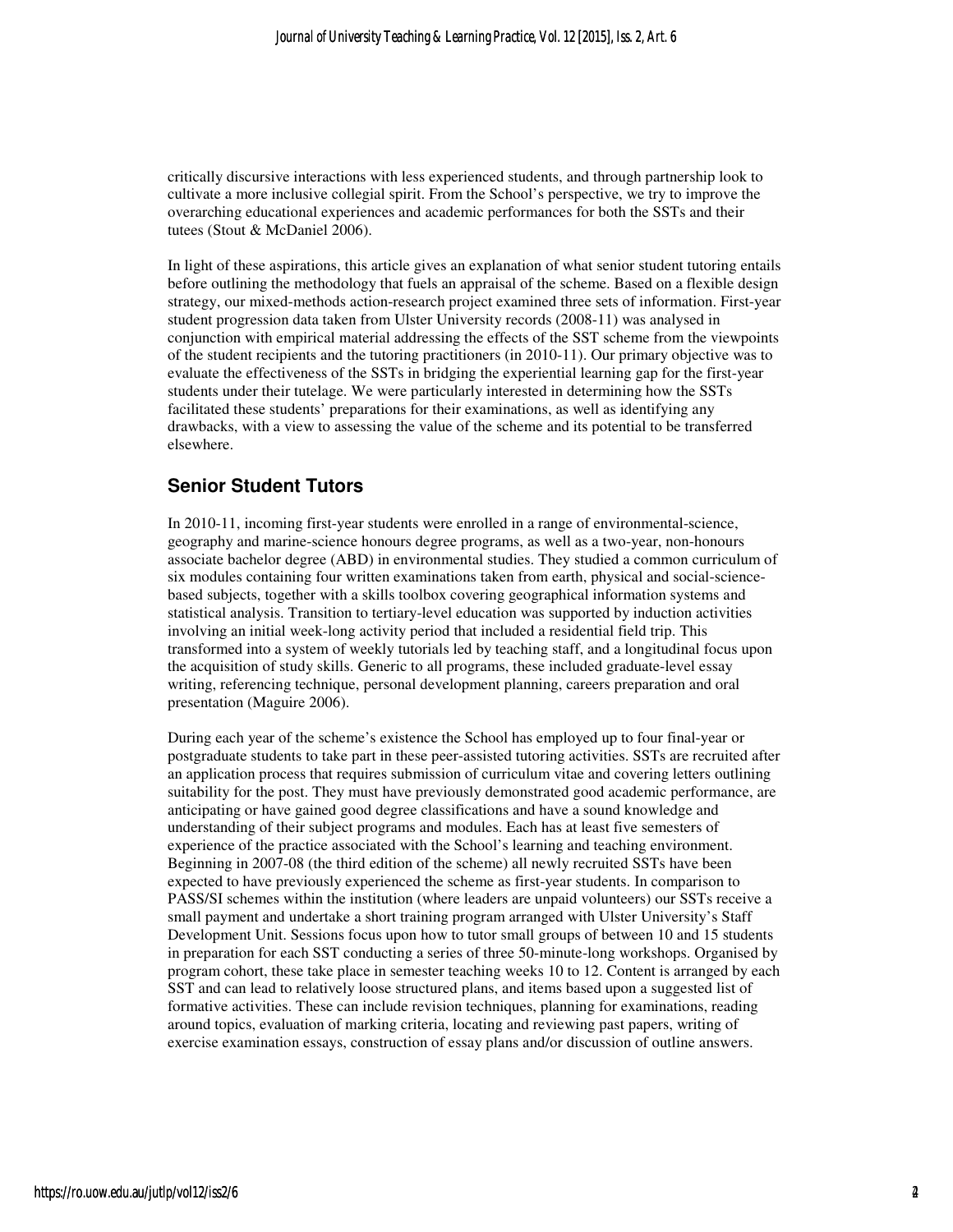critically discursive interactions with less experienced students, and through partnership look to cultivate a more inclusive collegial spirit. From the School's perspective, we try to improve the overarching educational experiences and academic performances for both the SSTs and their tutees (Stout & McDaniel 2006).

In light of these aspirations, this article gives an explanation of what senior student tutoring entails before outlining the methodology that fuels an appraisal of the scheme. Based on a flexible design strategy, our mixed-methods action-research project examined three sets of information. First-year student progression data taken from Ulster University records (2008-11) was analysed in conjunction with empirical material addressing the effects of the SST scheme from the viewpoints of the student recipients and the tutoring practitioners (in 2010-11). Our primary objective was to evaluate the effectiveness of the SSTs in bridging the experiential learning gap for the first-year students under their tutelage. We were particularly interested in determining how the SSTs facilitated these students' preparations for their examinations, as well as identifying any drawbacks, with a view to assessing the value of the scheme and its potential to be transferred elsewhere.

## Senior Student Tutors

In 2010-11, incoming first-year students were enrolled in a range of environmental-science, geography and marine-science honours degree programs, as well as a two-year, non-honours associate bachelor degree (ABD) in environmental studies. They studied a common curriculum of six modules containing four written examinations taken from earth, physical and social-science-based subjects, together with a skills toolbox covering geographical information systems and statistical analysis. Transition to tertiary-level education was supported by induction activities involving an initial week-long activity period that included a residential field trip. This transformed into a system of weekly tutorials led by teaching staff, and a longitudinal focus upon the acquisition of study skills. Generic to all programs, these included graduate-level essay writing, referencing technique, personal development planning, careers preparation and oral presentation (Maguire 2006).

During each year of the scheme's existence the School has employed up to four final-year or postgraduate students to take part in these peer-assisted tutoring activities. SSTs are recruited after an application process that requires submission of curriculum vitae and covering letters outlining suitability for the post. They must have previously demonstrated good academic performance, are anticipating or have gained good degree classifications and have a sound knowledge and understanding of their subject programs and modules. Each has at least five semesters of experience of the practice associated with the School's learning and teaching environment. Beginning in 2007-08 (the third edition of the scheme) all newly recruited SSTs have been expected to have previously experienced the scheme as first-year students. In comparison to PASS/SI schemes within the institution (where leaders are unpaid volunteers) our SSTs receive a small payment and undertake a short training program arranged with Ulster University's Staff Development Unit. Sessions focus upon how to tutor small groups of between 10 and 15 students in preparation for each SST conducting a series of three 50-minute-long workshops. Organised by program cohort, these take place in semester teaching weeks 10 to 12. Content is arranged by each SST and can lead to relatively loose structured plans, and items based upon a suggested list of formative activities. These can include revision techniques, planning for examinations, reading around topics, evaluation of marking criteria, locating and reviewing past papers, writing of exercise examination essays, construction of essay plans and/or discussion of outline answers.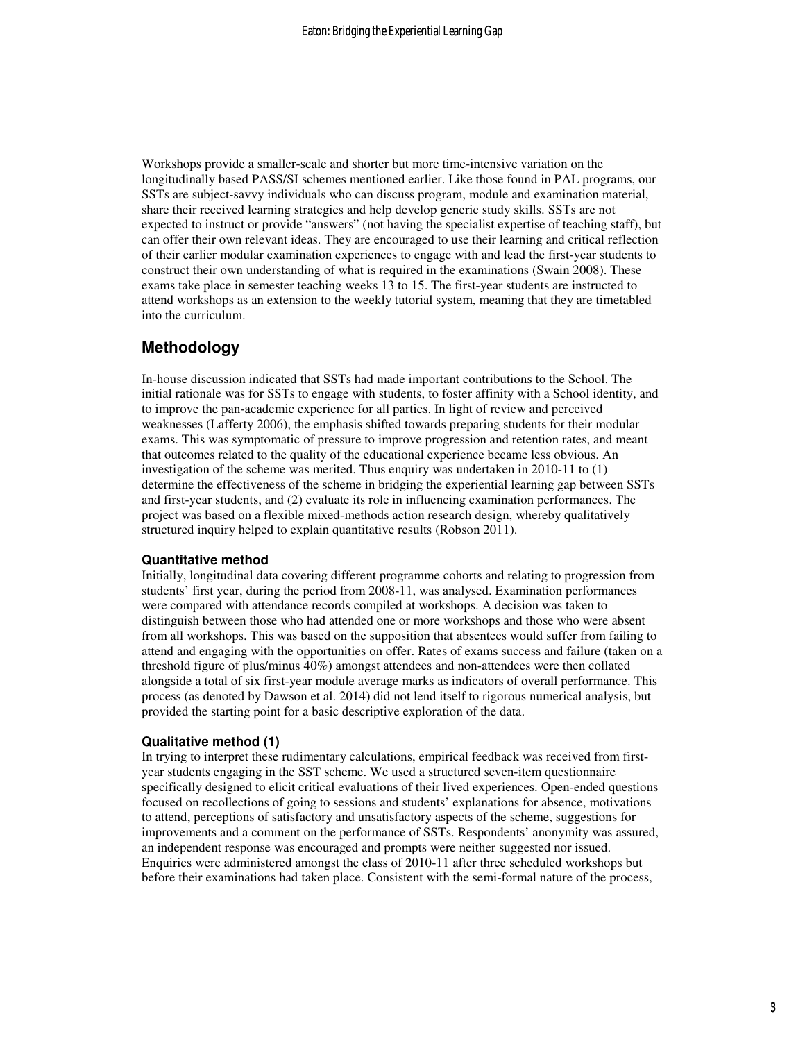Workshops provide a smaller-scale and shorter but more time-intensive variation on the longitudinally based PASS/SI schemes mentioned earlier. Like those found in PAL programs, our SSTs are subject-savvy individuals who can discuss program, module and examination material, share their received learning strategies and help develop generic study skills. SSTs are not expected to instruct or provide "answers" (not having the specialist expertise of teaching staff), but can offer their own relevant ideas. They are encouraged to use their learning and critical reflection of their earlier modular examination experiences to engage with and lead the first-year students to construct their own understanding of what is required in the examinations (Swain 2008). These exams take place in semester teaching weeks 13 to 15. The first-year students are instructed to attend workshops as an extension to the weekly tutorial system, meaning that they are timetabled into the curriculum.

## Methodology

In-house discussion indicated that SSTs had made important contributions to the School. The initial rationale was for SSTs to engage with students, to foster affinity with a School identity, and to improve the pan-academic experience for all parties. In light of review and perceived weaknesses (Lafferty 2006), the emphasis shifted towards preparing students for their modular exams. This was symptomatic of pressure to improve progression and retention rates, and meant that outcomes related to the quality of the educational experience became less obvious. An investigation of the scheme was merited. Thus enquiry was undertaken in 2010-11 to (1) determine the effectiveness of the scheme in bridging the experiential learning gap between SSTs and first-year students, and (2) evaluate its role in influencing examination performances. The project was based on a flexible mixed-methods action research design, whereby qualitatively structured inquiry helped to explain quantitative results (Robson 2011).

### Quantitative method

Initially, longitudinal data covering different programme cohorts and relating to progression from students' first year, during the period from 2008-11, was analysed. Examination performances were compared with attendance records compiled at workshops. A decision was taken to distinguish between those who had attended one or more workshops and those who were absent from all workshops. This was based on the supposition that absentees would suffer from failing to attend and engaging with the opportunities on offer. Rates of exams success and failure (taken on a threshold figure of plus/minus 40%) amongst attendees and non-attendees were then collated alongside a total of six first-year module average marks as indicators of overall performance. This process (as denoted by Dawson et al. 2014) did not lend itself to rigorous numerical analysis, but provided the starting point for a basic descriptive exploration of the data.

### Qualitative method (1)

In trying to interpret these rudimentary calculations, empirical feedback was received from first-year students engaging in the SST scheme. We used a structured seven-item questionnaire specifically designed to elicit critical evaluations of their lived experiences. Open-ended questions focused on recollections of going to sessions and students' explanations for absence, motivations to attend, perceptions of satisfactory and unsatisfactory aspects of the scheme, suggestions for improvements and a comment on the performance of SSTs. Respondents' anonymity was assured, an independent response was encouraged and prompts were neither suggested nor issued. Enquiries were administered amongst the class of 2010-11 after three scheduled workshops but before their examinations had taken place. Consistent with the semi-formal nature of the process,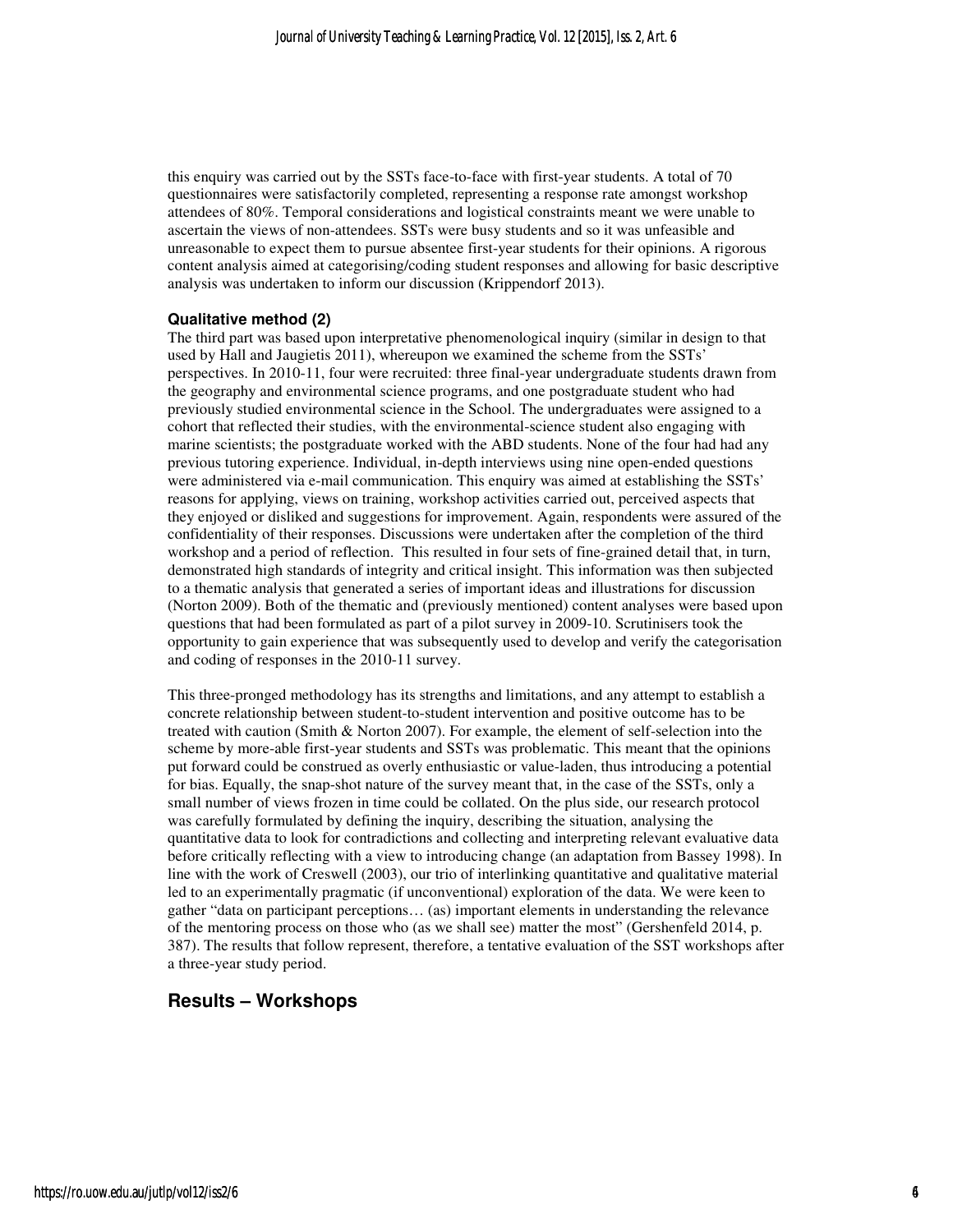this enquiry was carried out by the SSTs face-to-face with first-year students. A total of 70 questionnaires were satisfactorily completed, representing a response rate amongst workshop attendees of 80%. Temporal considerations and logistical constraints meant we were unable to ascertain the views of non-attendees. SSTs were busy students and so it was unfeasible and unreasonable to expect them to pursue absentee first-year students for their opinions. A rigorous content analysis aimed at categorising/coding student responses and allowing for basic descriptive analysis was undertaken to inform our discussion (Krippendorf 2013).

### Qualitative method (2)

The third part was based upon interpretative phenomenological inquiry (similar in design to that used by Hall and Jaugietis 2011), whereupon we examined the scheme from the SSTs' perspectives. In 2010-11, four were recruited: three final-year undergraduate students drawn from the geography and environmental science programs, and one postgraduate student who had previously studied environmental science in the School. The undergraduates were assigned to a cohort that reflected their studies, with the environmental-science student also engaging with marine scientists; the postgraduate worked with the ABD students. None of the four had had any previous tutoring experience. Individual, in-depth interviews using nine open-ended questions were administered via e-mail communication. This enquiry was aimed at establishing the SSTs' reasons for applying, views on training, workshop activities carried out, perceived aspects that they enjoyed or disliked and suggestions for improvement. Again, respondents were assured of the confidentiality of their responses. Discussions were undertaken after the completion of the third workshop and a period of reflection. This resulted in four sets of fine-grained detail that, in turn, demonstrated high standards of integrity and critical insight. This information was then subjected to a thematic analysis that generated a series of important ideas and illustrations for discussion (Norton 2009). Both of the thematic and (previously mentioned) content analyses were based upon questions that had been formulated as part of a pilot survey in 2009-10. Scrutinisers took the opportunity to gain experience that was subsequently used to develop and verify the categorisation and coding of responses in the 2010-11 survey.

This three-pronged methodology has its strengths and limitations, and any attempt to establish a concrete relationship between student-to-student intervention and positive outcome has to be treated with caution (Smith & Norton 2007). For example, the element of self-selection into the scheme by more-able first-year students and SSTs was problematic. This meant that the opinions put forward could be construed as overly enthusiastic or value-laden, thus introducing a potential for bias. Equally, the snap-shot nature of the survey meant that, in the case of the SSTs, only a small number of views frozen in time could be collated. On the plus side, our research protocol was carefully formulated by defining the inquiry, describing the situation, analysing the quantitative data to look for contradictions and collecting and interpreting relevant evaluative data before critically reflecting with a view to introducing change (an adaptation from Bassey 1998). In line with the work of Creswell (2003), our trio of interlinking quantitative and qualitative material led to an experimentally pragmatic (if unconventional) exploration of the data. We were keen to gather "data on participant perceptions… (as) important elements in understanding the relevance of the mentoring process on those who (as we shall see) matter the most" (Gershenfeld 2014, p. 387). The results that follow represent, therefore, a tentative evaluation of the SST workshops after a three-year study period.

## Results – Workshops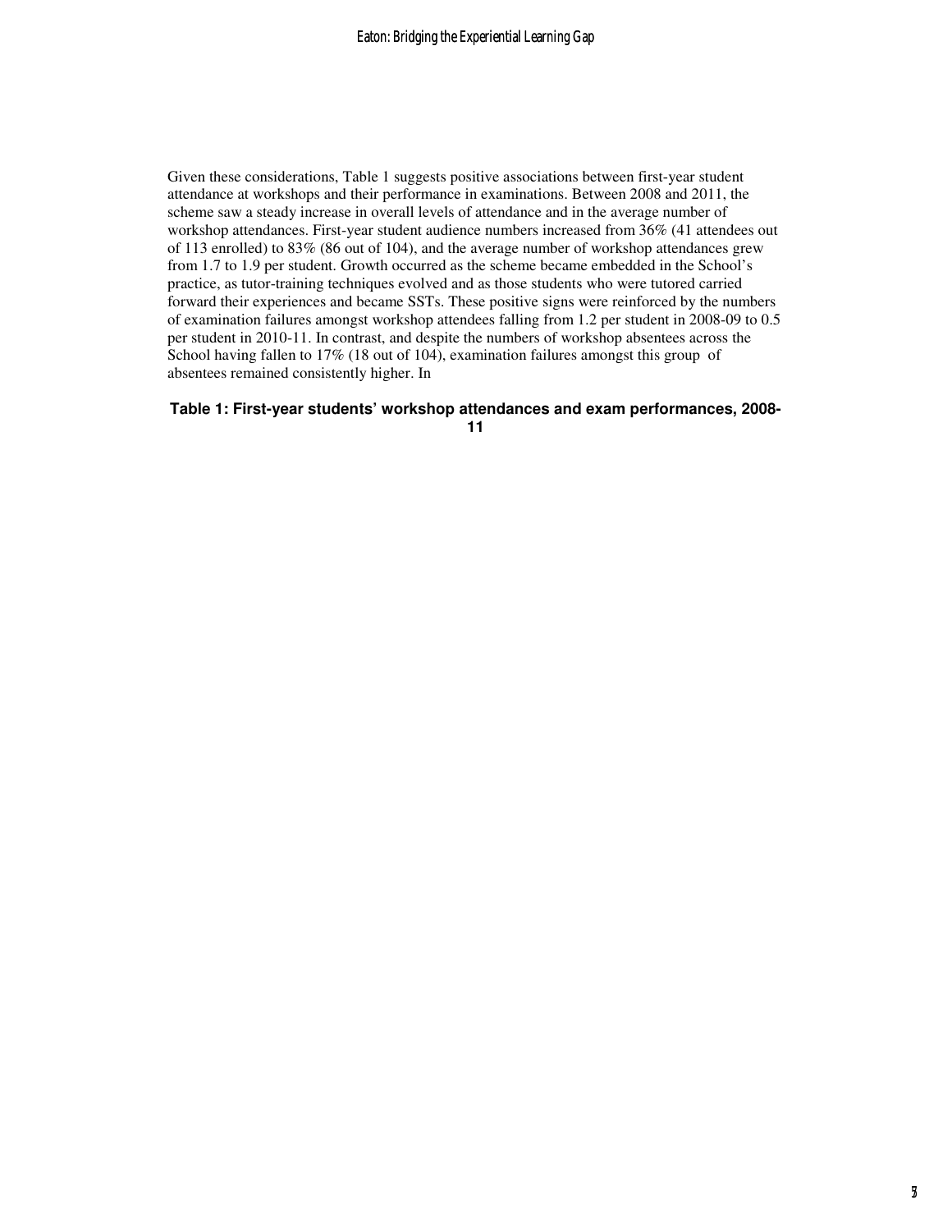Given these considerations, Table 1 suggests positive associations between first-year student attendance at workshops and their performance in examinations. Between 2008 and 2011, the scheme saw a steady increase in overall levels of attendance and in the average number of workshop attendances. First-year student audience numbers increased from 36% (41 attendees out of 113 enrolled) to 83% (86 out of 104), and the average number of workshop attendances grew from 1.7 to 1.9 per student. Growth occurred as the scheme became embedded in the School's practice, as tutor-training techniques evolved and as those students who were tutored carried forward their experiences and became SSTs. These positive signs were reinforced by the numbers of examination failures amongst workshop attendees falling from 1.2 per student in 2008-09 to 0.5 per student in 2010-11. In contrast, and despite the numbers of workshop absentees across the School having fallen to 17% (18 out of 104), examination failures amongst this group of absentees remained consistently higher. In

**Table 1: First-year students' workshop attendances and exam performances, 2008-11**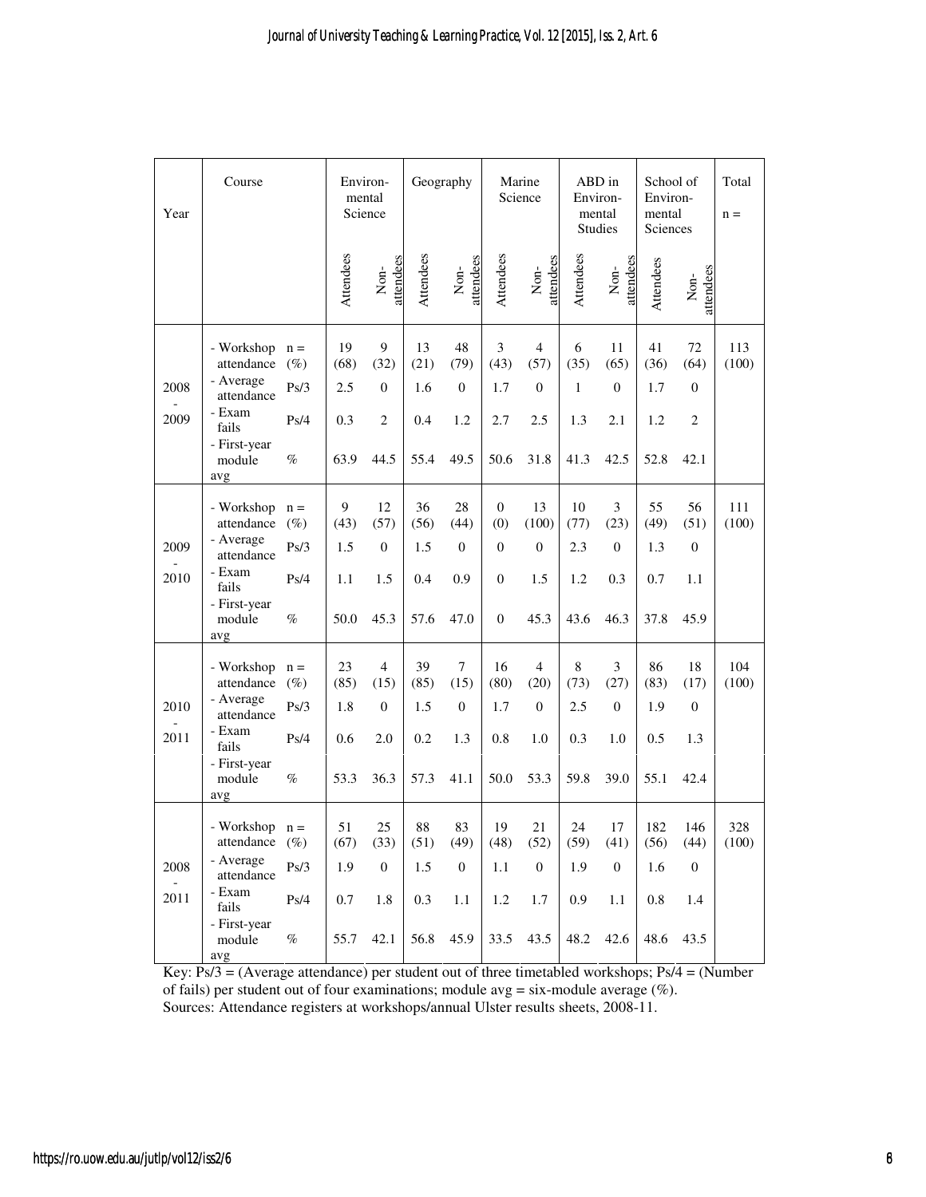| Year | Course | | Environmental Science | | Geography | | Marine Science | | ABD in Environmental Studies | | School of Environmental Sciences | | Total |
|---|---|---|---|---|---|---|---|---|---|---|---|---|---|
| | | | Attendees | Non-attendees | Attendees | Non-attendees | Attendees | Non-attendees | Attendees | Non-attendees | Attendees | Non-attendees | n = |
| 2008 - 2009 | - Workshop attendance | n = (%) | 19 (68) | 9 (32) | 13 (21) | 48 (79) | 3 (43) | 4 (57) | 6 (35) | 11 (65) | 41 (36) | 72 (64) | 113 (100) |
| | - Average attendance | Ps/3 | 2.5 | 0 | 1.6 | 0 | 1.7 | 0 | 1 | 0 | 1.7 | 0 | |
| | - Exam fails | Ps/4 | 0.3 | 2 | 0.4 | 1.2 | 2.7 | 2.5 | 1.3 | 2.1 | 1.2 | 2 | |
| | - First-year module avg | % | 63.9 | 44.5 | 55.4 | 49.5 | 50.6 | 31.8 | 41.3 | 42.5 | 52.8 | 42.1 | |
| 2009 - 2010 | - Workshop attendance | n = (%) | 9 (43) | 12 (57) | 36 (56) | 28 (44) | 0 (0) | 13 (100) | 10 (77) | 3 (23) | 55 (49) | 56 (51) | 111 (100) |
| | - Average attendance | Ps/3 | 1.5 | 0 | 1.5 | 0 | 0 | 0 | 2.3 | 0 | 1.3 | 0 | |
| | - Exam fails | Ps/4 | 1.1 | 1.5 | 0.4 | 0.9 | 0 | 1.5 | 1.2 | 0.3 | 0.7 | 1.1 | |
| | - First-year module avg | % | 50.0 | 45.3 | 57.6 | 47.0 | 0 | 45.3 | 43.6 | 46.3 | 37.8 | 45.9 | |
| 2010 - 2011 | - Workshop attendance | n = (%) | 23 (85) | 4 (15) | 39 (85) | 7 (15) | 16 (80) | 4 (20) | 8 (73) | 3 (27) | 86 (83) | 18 (17) | 104 (100) |
| | - Average attendance | Ps/3 | 1.8 | 0 | 1.5 | 0 | 1.7 | 0 | 2.5 | 0 | 1.9 | 0 | |
| | - Exam fails | Ps/4 | 0.6 | 2.0 | 0.2 | 1.3 | 0.8 | 1.0 | 0.3 | 1.0 | 0.5 | 1.3 | |
| | - First-year module avg | % | 53.3 | 36.3 | 57.3 | 41.1 | 50.0 | 53.3 | 59.8 | 39.0 | 55.1 | 42.4 | |
| 2008 - 2011 | - Workshop attendance | n = (%) | 51 (67) | 25 (33) | 88 (51) | 83 (49) | 19 (48) | 21 (52) | 24 (59) | 17 (41) | 182 (56) | 146 (44) | 328 (100) |
| | - Average attendance | Ps/3 | 1.9 | 0 | 1.5 | 0 | 1.1 | 0 | 1.9 | 0 | 1.6 | 0 | |
| | - Exam fails | Ps/4 | 0.7 | 1.8 | 0.3 | 1.1 | 1.2 | 1.7 | 0.9 | 1.1 | 0.8 | 1.4 | |
| | - First-year module avg | % | 55.7 | 42.1 | 56.8 | 45.9 | 33.5 | 43.5 | 48.2 | 42.6 | 48.6 | 43.5 | |

Key: Ps/3 = (Average attendance) per student out of three timetabled workshops; Ps/4 = (Number of fails) per student out of four examinations; module avg = six-module average (%).
Sources: Attendance registers at workshops/annual Ulster results sheets, 2008-11.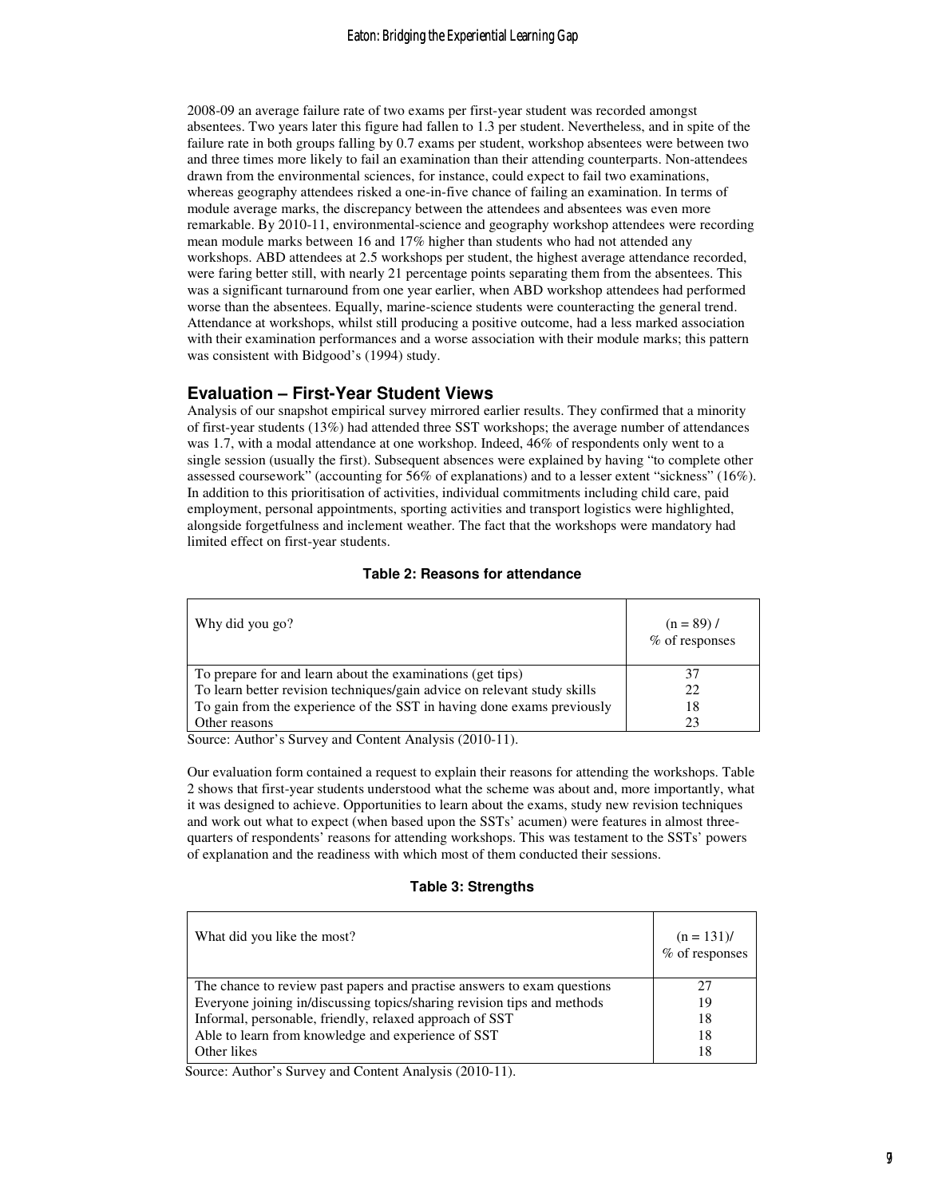2008-09 an average failure rate of two exams per first-year student was recorded amongst absentees. Two years later this figure had fallen to 1.3 per student. Nevertheless, and in spite of the failure rate in both groups falling by 0.7 exams per student, workshop absentees were between two and three times more likely to fail an examination than their attending counterparts. Non-attendees drawn from the environmental sciences, for instance, could expect to fail two examinations, whereas geography attendees risked a one-in-five chance of failing an examination. In terms of module average marks, the discrepancy between the attendees and absentees was even more remarkable. By 2010-11, environmental-science and geography workshop attendees were recording mean module marks between 16 and 17% higher than students who had not attended any workshops. ABD attendees at 2.5 workshops per student, the highest average attendance recorded, were faring better still, with nearly 21 percentage points separating them from the absentees. This was a significant turnaround from one year earlier, when ABD workshop attendees had performed worse than the absentees. Equally, marine-science students were counteracting the general trend. Attendance at workshops, whilst still producing a positive outcome, had a less marked association with their examination performances and a worse association with their module marks; this pattern was consistent with Bidgood's (1994) study.

## Evaluation – First-Year Student Views

Analysis of our snapshot empirical survey mirrored earlier results. They confirmed that a minority of first-year students (13%) had attended three SST workshops; the average number of attendances was 1.7, with a modal attendance at one workshop. Indeed, 46% of respondents only went to a single session (usually the first). Subsequent absences were explained by having "to complete other assessed coursework" (accounting for 56% of explanations) and to a lesser extent "sickness" (16%). In addition to this prioritisation of activities, individual commitments including child care, paid employment, personal appointments, sporting activities and transport logistics were highlighted, alongside forgetfulness and inclement weather. The fact that the workshops were mandatory had limited effect on first-year students.

**Table 2: Reasons for attendance**

| Why did you go? | (n = 89) / % of responses |
|---|---|
| To prepare for and learn about the examinations (get tips) | 37 |
| To learn better revision techniques/gain advice on relevant study skills | 22 |
| To gain from the experience of the SST in having done exams previously | 18 |
| Other reasons | 23 |

Source: Author's Survey and Content Analysis (2010-11).

Our evaluation form contained a request to explain their reasons for attending the workshops. Table 2 shows that first-year students understood what the scheme was about and, more importantly, what it was designed to achieve. Opportunities to learn about the exams, study new revision techniques and work out what to expect (when based upon the SSTs' acumen) were features in almost three-quarters of respondents' reasons for attending workshops. This was testament to the SSTs' powers of explanation and the readiness with which most of them conducted their sessions.

**Table 3: Strengths**

| What did you like the most? | (n = 131)/ % of responses |
|---|---|
| The chance to review past papers and practise answers to exam questions | 27 |
| Everyone joining in/discussing topics/sharing revision tips and methods | 19 |
| Informal, personable, friendly, relaxed approach of SST | 18 |
| Able to learn from knowledge and experience of SST | 18 |
| Other likes | 18 |

Source: Author's Survey and Content Analysis (2010-11).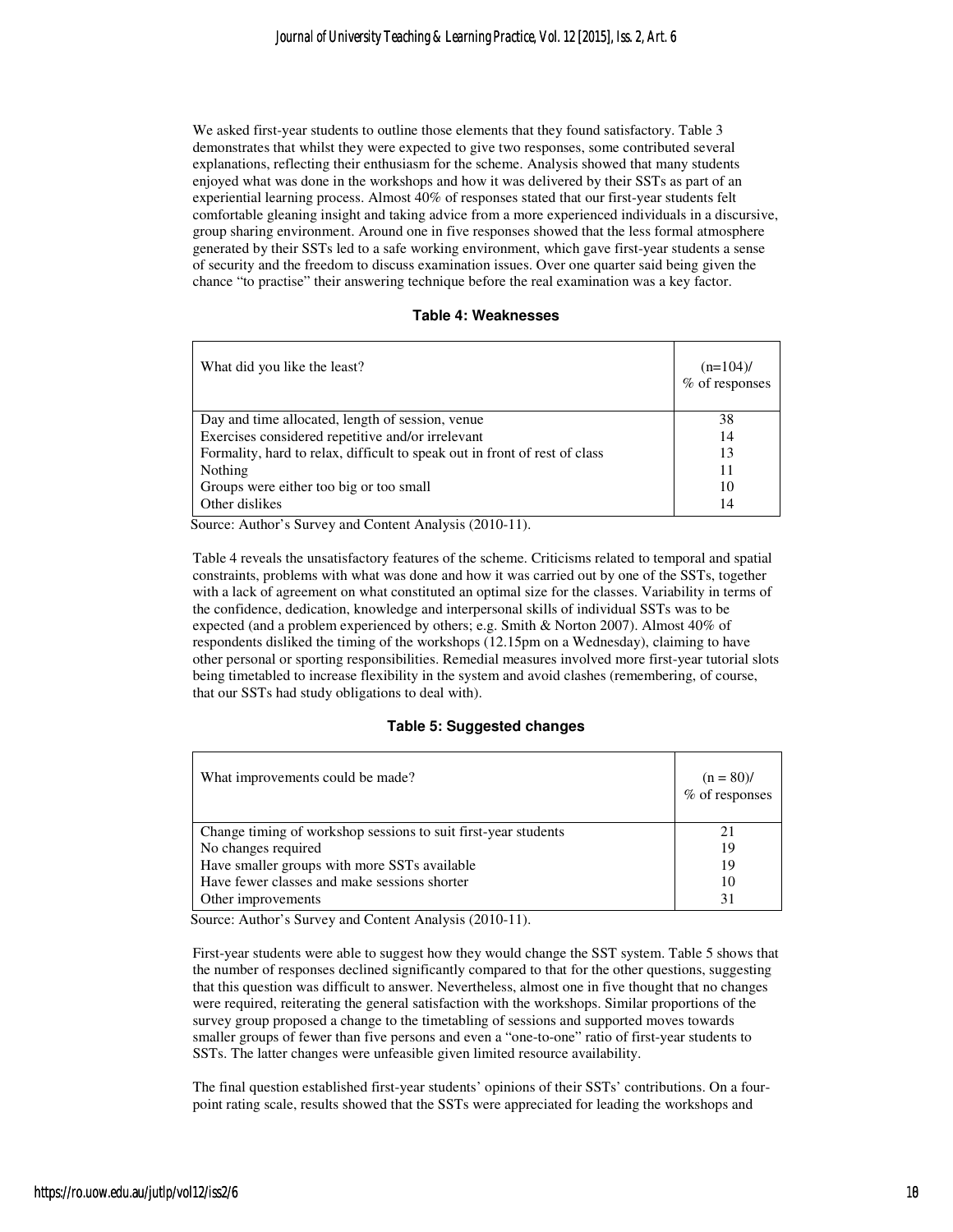We asked first-year students to outline those elements that they found satisfactory. Table 3 demonstrates that whilst they were expected to give two responses, some contributed several explanations, reflecting their enthusiasm for the scheme. Analysis showed that many students enjoyed what was done in the workshops and how it was delivered by their SSTs as part of an experiential learning process. Almost 40% of responses stated that our first-year students felt comfortable gleaning insight and taking advice from a more experienced individuals in a discursive, group sharing environment. Around one in five responses showed that the less formal atmosphere generated by their SSTs led to a safe working environment, which gave first-year students a sense of security and the freedom to discuss examination issues. Over one quarter said being given the chance "to practise" their answering technique before the real examination was a key factor.

**Table 4: Weaknesses**

| What did you like the least? | (n=104)/ % of responses |
|---|---|
| Day and time allocated, length of session, venue | 38 |
| Exercises considered repetitive and/or irrelevant | 14 |
| Formality, hard to relax, difficult to speak out in front of rest of class | 13 |
| Nothing | 11 |
| Groups were either too big or too small | 10 |
| Other dislikes | 14 |

Source: Author's Survey and Content Analysis (2010-11).

Table 4 reveals the unsatisfactory features of the scheme. Criticisms related to temporal and spatial constraints, problems with what was done and how it was carried out by one of the SSTs, together with a lack of agreement on what constituted an optimal size for the classes. Variability in terms of the confidence, dedication, knowledge and interpersonal skills of individual SSTs was to be expected (and a problem experienced by others; e.g. Smith & Norton 2007). Almost 40% of respondents disliked the timing of the workshops (12.15pm on a Wednesday), claiming to have other personal or sporting responsibilities. Remedial measures involved more first-year tutorial slots being timetabled to increase flexibility in the system and avoid clashes (remembering, of course, that our SSTs had study obligations to deal with).

**Table 5: Suggested changes**

| What improvements could be made? | (n = 80)/ % of responses |
|---|---|
| Change timing of workshop sessions to suit first-year students | 21 |
| No changes required | 19 |
| Have smaller groups with more SSTs available | 19 |
| Have fewer classes and make sessions shorter | 10 |
| Other improvements | 31 |

Source: Author's Survey and Content Analysis (2010-11).

First-year students were able to suggest how they would change the SST system. Table 5 shows that the number of responses declined significantly compared to that for the other questions, suggesting that this question was difficult to answer. Nevertheless, almost one in five thought that no changes were required, reiterating the general satisfaction with the workshops. Similar proportions of the survey group proposed a change to the timetabling of sessions and supported moves towards smaller groups of fewer than five persons and even a "one-to-one" ratio of first-year students to SSTs. The latter changes were unfeasible given limited resource availability.

The final question established first-year students' opinions of their SSTs' contributions. On a four-point rating scale, results showed that the SSTs were appreciated for leading the workshops and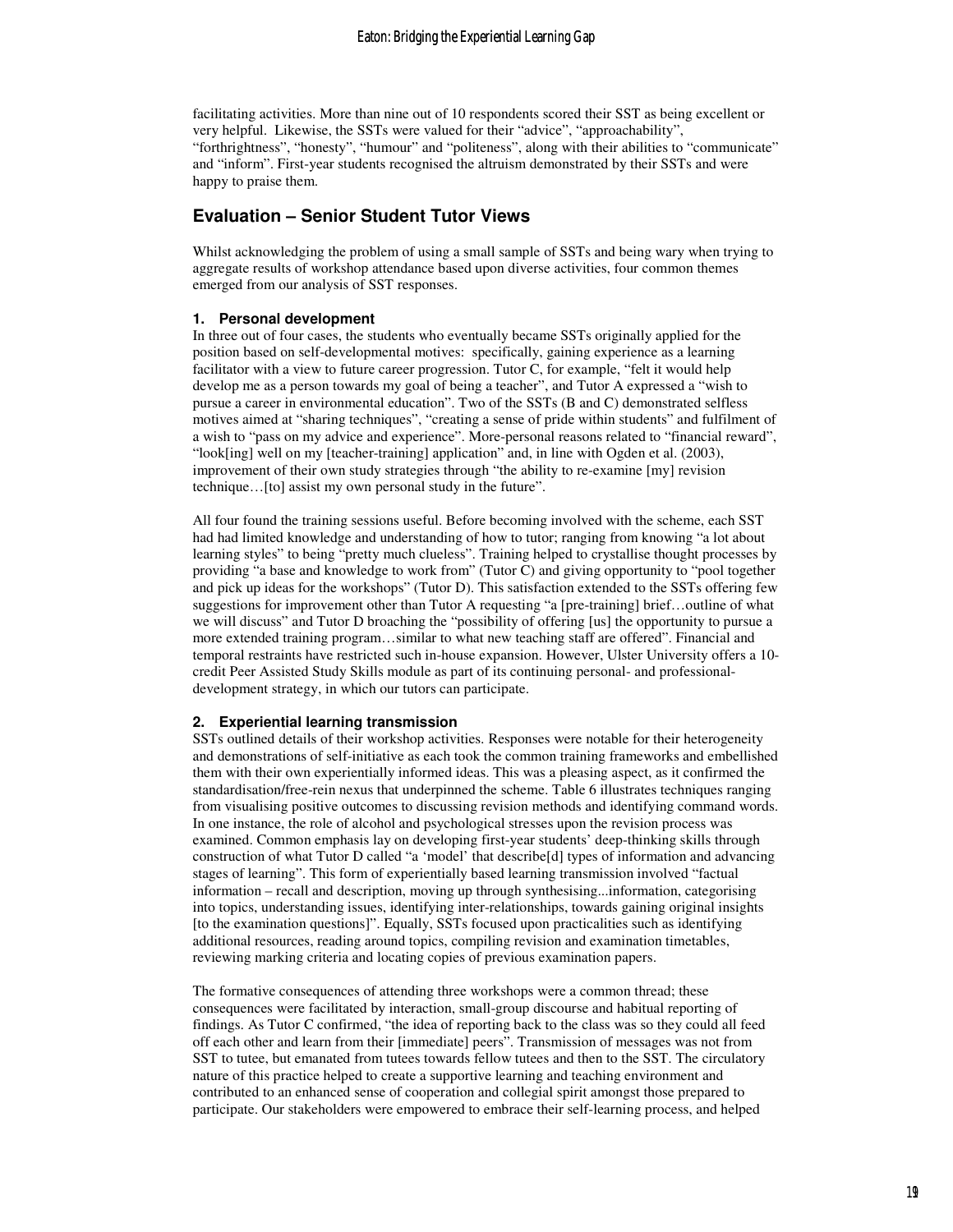facilitating activities. More than nine out of 10 respondents scored their SST as being excellent or very helpful. Likewise, the SSTs were valued for their "advice", "approachability", "forthrightness", "honesty", "humour" and "politeness", along with their abilities to "communicate" and "inform". First-year students recognised the altruism demonstrated by their SSTs and were happy to praise them.

## Evaluation – Senior Student Tutor Views

Whilst acknowledging the problem of using a small sample of SSTs and being wary when trying to aggregate results of workshop attendance based upon diverse activities, four common themes emerged from our analysis of SST responses.

### 1. Personal development

In three out of four cases, the students who eventually became SSTs originally applied for the position based on self-developmental motives: specifically, gaining experience as a learning facilitator with a view to future career progression. Tutor C, for example, "felt it would help develop me as a person towards my goal of being a teacher", and Tutor A expressed a "wish to pursue a career in environmental education". Two of the SSTs (B and C) demonstrated selfless motives aimed at "sharing techniques", "creating a sense of pride within students" and fulfilment of a wish to "pass on my advice and experience". More-personal reasons related to "financial reward", "look[ing] well on my [teacher-training] application" and, in line with Ogden et al. (2003), improvement of their own study strategies through "the ability to re-examine [my] revision technique…[to] assist my own personal study in the future".

All four found the training sessions useful. Before becoming involved with the scheme, each SST had had limited knowledge and understanding of how to tutor; ranging from knowing "a lot about learning styles" to being "pretty much clueless". Training helped to crystallise thought processes by providing "a base and knowledge to work from" (Tutor C) and giving opportunity to "pool together and pick up ideas for the workshops" (Tutor D). This satisfaction extended to the SSTs offering few suggestions for improvement other than Tutor A requesting "a [pre-training] brief…outline of what we will discuss" and Tutor D broaching the "possibility of offering [us] the opportunity to pursue a more extended training program…similar to what new teaching staff are offered". Financial and temporal restraints have restricted such in-house expansion. However, Ulster University offers a 10-credit Peer Assisted Study Skills module as part of its continuing personal- and professional-development strategy, in which our tutors can participate.

### 2. Experiential learning transmission

SSTs outlined details of their workshop activities. Responses were notable for their heterogeneity and demonstrations of self-initiative as each took the common training frameworks and embellished them with their own experientially informed ideas. This was a pleasing aspect, as it confirmed the standardisation/free-rein nexus that underpinned the scheme. Table 6 illustrates techniques ranging from visualising positive outcomes to discussing revision methods and identifying command words. In one instance, the role of alcohol and psychological stresses upon the revision process was examined. Common emphasis lay on developing first-year students' deep-thinking skills through construction of what Tutor D called "a 'model' that describe[d] types of information and advancing stages of learning". This form of experientially based learning transmission involved "factual information – recall and description, moving up through synthesising...information, categorising into topics, understanding issues, identifying inter-relationships, towards gaining original insights [to the examination questions]". Equally, SSTs focused upon practicalities such as identifying additional resources, reading around topics, compiling revision and examination timetables, reviewing marking criteria and locating copies of previous examination papers.

The formative consequences of attending three workshops were a common thread; these consequences were facilitated by interaction, small-group discourse and habitual reporting of findings. As Tutor C confirmed, "the idea of reporting back to the class was so they could all feed off each other and learn from their [immediate] peers". Transmission of messages was not from SST to tutee, but emanated from tutees towards fellow tutees and then to the SST. The circulatory nature of this practice helped to create a supportive learning and teaching environment and contributed to an enhanced sense of cooperation and collegial spirit amongst those prepared to participate. Our stakeholders were empowered to embrace their self-learning process, and helped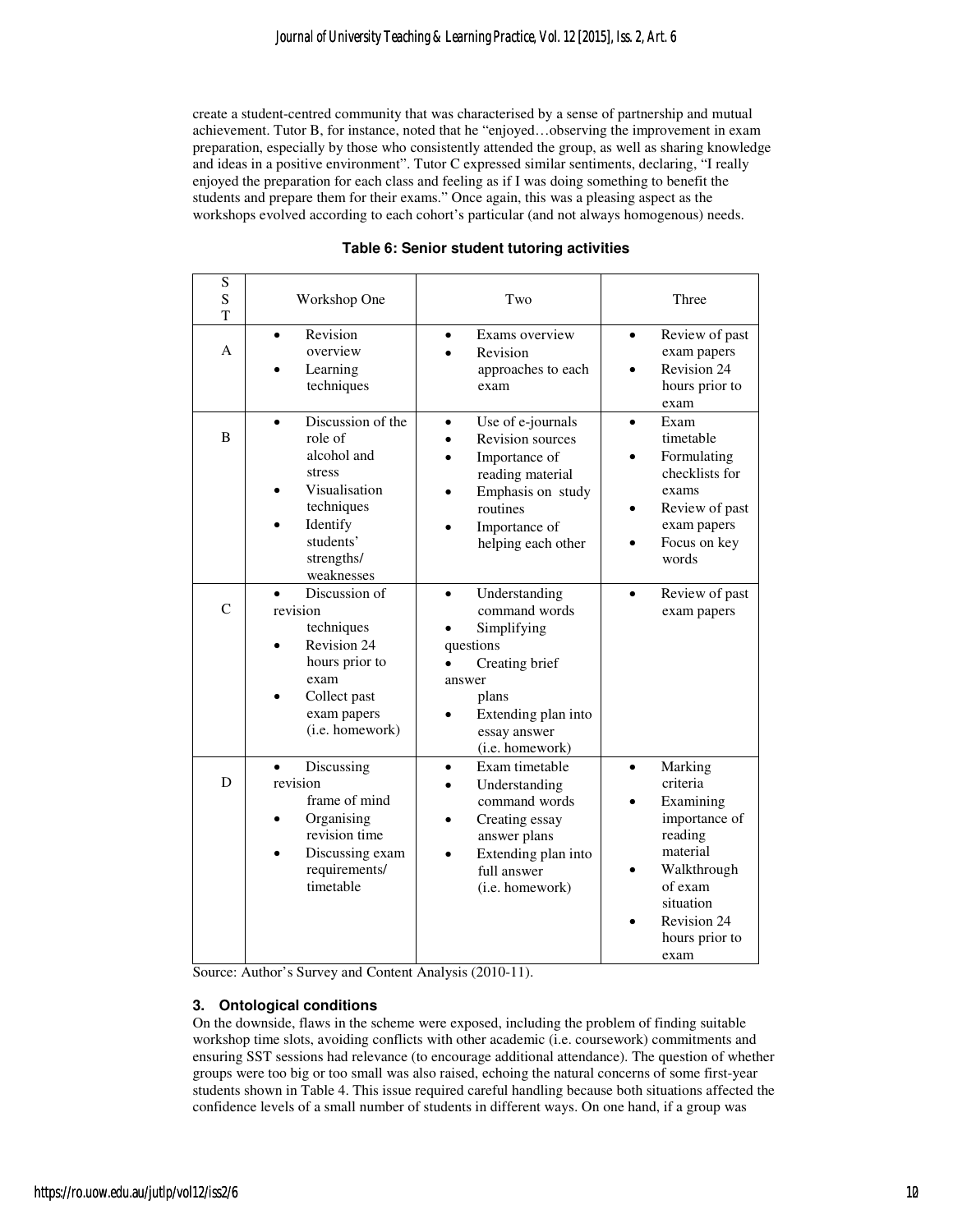create a student-centred community that was characterised by a sense of partnership and mutual achievement. Tutor B, for instance, noted that he "enjoyed…observing the improvement in exam preparation, especially by those who consistently attended the group, as well as sharing knowledge and ideas in a positive environment". Tutor C expressed similar sentiments, declaring, "I really enjoyed the preparation for each class and feeling as if I was doing something to benefit the students and prepare them for their exams." Once again, this was a pleasing aspect as the workshops evolved according to each cohort's particular (and not always homogenous) needs.

**Table 6: Senior student tutoring activities**

| SST | Workshop One | Two | Three |
|---|---|---|---|
| A | • Revision overview<br>• Learning techniques | • Exams overview<br>• Revision approaches to each exam | • Review of past exam papers<br>• Revision 24 hours prior to exam |
| B | • Discussion of the role of alcohol and stress<br>• Visualisation techniques<br>• Identify students' strengths/ weaknesses | • Use of e-journals<br>• Revision sources<br>• Importance of reading material<br>• Emphasis on study routines<br>• Importance of helping each other | • Exam timetable<br>• Formulating checklists for exams<br>• Review of past exam papers<br>• Focus on key words |
| C | • Discussion of revision techniques<br>• Revision 24 hours prior to exam<br>• Collect past exam papers (i.e. homework) | • Understanding command words<br>• Simplifying questions<br>• Creating brief answer plans<br>• Extending plan into essay answer (i.e. homework) | • Review of past exam papers |
| D | • Discussing revision frame of mind<br>• Organising revision time<br>• Discussing exam requirements/ timetable | • Exam timetable<br>• Understanding command words<br>• Creating essay answer plans<br>• Extending plan into full answer (i.e. homework) | • Marking criteria<br>• Examining importance of reading material<br>• Walkthrough of exam situation<br>• Revision 24 hours prior to exam |

Source: Author's Survey and Content Analysis (2010-11).

### 3. Ontological conditions

On the downside, flaws in the scheme were exposed, including the problem of finding suitable workshop time slots, avoiding conflicts with other academic (i.e. coursework) commitments and ensuring SST sessions had relevance (to encourage additional attendance). The question of whether groups were too big or too small was also raised, echoing the natural concerns of some first-year students shown in Table 4. This issue required careful handling because both situations affected the confidence levels of a small number of students in different ways. On one hand, if a group was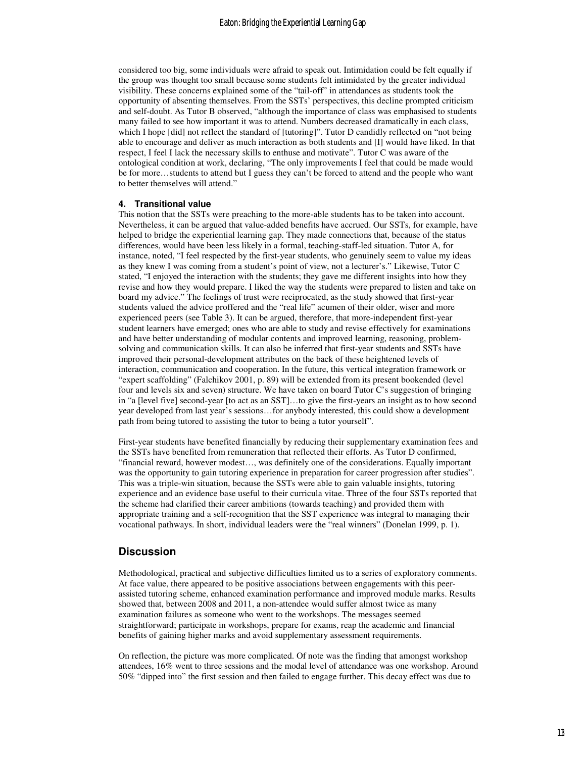considered too big, some individuals were afraid to speak out. Intimidation could be felt equally if the group was thought too small because some students felt intimidated by the greater individual visibility. These concerns explained some of the "tail-off" in attendances as students took the opportunity of absenting themselves. From the SSTs' perspectives, this decline prompted criticism and self-doubt. As Tutor B observed, "although the importance of class was emphasised to students many failed to see how important it was to attend. Numbers decreased dramatically in each class, which I hope [did] not reflect the standard of [tutoring]". Tutor D candidly reflected on "not being able to encourage and deliver as much interaction as both students and [I] would have liked. In that respect, I feel I lack the necessary skills to enthuse and motivate". Tutor C was aware of the ontological condition at work, declaring, "The only improvements I feel that could be made would be for more…students to attend but I guess they can't be forced to attend and the people who want to better themselves will attend."

#### 4. Transitional value

This notion that the SSTs were preaching to the more-able students has to be taken into account. Nevertheless, it can be argued that value-added benefits have accrued. Our SSTs, for example, have helped to bridge the experiential learning gap. They made connections that, because of the status differences, would have been less likely in a formal, teaching-staff-led situation. Tutor A, for instance, noted, "I feel respected by the first-year students, who genuinely seem to value my ideas as they knew I was coming from a student's point of view, not a lecturer's." Likewise, Tutor C stated, "I enjoyed the interaction with the students; they gave me different insights into how they revise and how they would prepare. I liked the way the students were prepared to listen and take on board my advice." The feelings of trust were reciprocated, as the study showed that first-year students valued the advice proffered and the "real life" acumen of their older, wiser and more experienced peers (see Table 3). It can be argued, therefore, that more-independent first-year student learners have emerged; ones who are able to study and revise effectively for examinations and have better understanding of modular contents and improved learning, reasoning, problem-solving and communication skills. It can also be inferred that first-year students and SSTs have improved their personal-development attributes on the back of these heightened levels of interaction, communication and cooperation. In the future, this vertical integration framework or "expert scaffolding" (Falchikov 2001, p. 89) will be extended from its present bookended (level four and levels six and seven) structure. We have taken on board Tutor C's suggestion of bringing in "a [level five] second-year [to act as an SST]…to give the first-years an insight as to how second year developed from last year's sessions…for anybody interested, this could show a development path from being tutored to assisting the tutor to being a tutor yourself".

First-year students have benefited financially by reducing their supplementary examination fees and the SSTs have benefited from remuneration that reflected their efforts. As Tutor D confirmed, "financial reward, however modest…, was definitely one of the considerations. Equally important was the opportunity to gain tutoring experience in preparation for career progression after studies". This was a triple-win situation, because the SSTs were able to gain valuable insights, tutoring experience and an evidence base useful to their curricula vitae. Three of the four SSTs reported that the scheme had clarified their career ambitions (towards teaching) and provided them with appropriate training and a self-recognition that the SST experience was integral to managing their vocational pathways. In short, individual leaders were the "real winners" (Donelan 1999, p. 1).

## Discussion

Methodological, practical and subjective difficulties limited us to a series of exploratory comments. At face value, there appeared to be positive associations between engagements with this peer-assisted tutoring scheme, enhanced examination performance and improved module marks. Results showed that, between 2008 and 2011, a non-attendee would suffer almost twice as many examination failures as someone who went to the workshops. The messages seemed straightforward; participate in workshops, prepare for exams, reap the academic and financial benefits of gaining higher marks and avoid supplementary assessment requirements.

On reflection, the picture was more complicated. Of note was the finding that amongst workshop attendees, 16% went to three sessions and the modal level of attendance was one workshop. Around 50% "dipped into" the first session and then failed to engage further. This decay effect was due to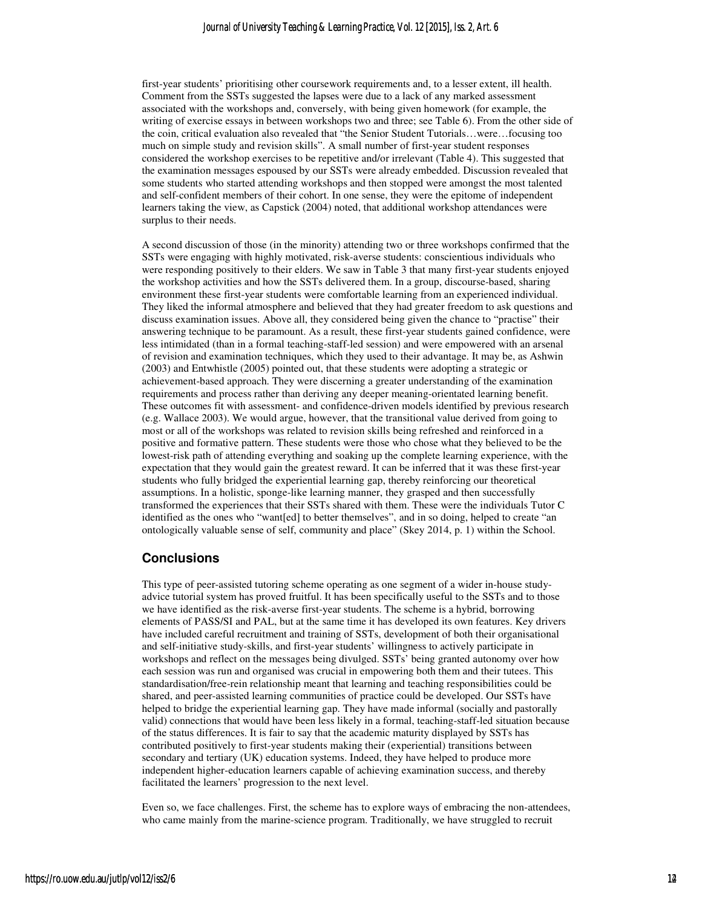first-year students' prioritising other coursework requirements and, to a lesser extent, ill health. Comment from the SSTs suggested the lapses were due to a lack of any marked assessment associated with the workshops and, conversely, with being given homework (for example, the writing of exercise essays in between workshops two and three; see Table 6). From the other side of the coin, critical evaluation also revealed that "the Senior Student Tutorials…were…focusing too much on simple study and revision skills". A small number of first-year student responses considered the workshop exercises to be repetitive and/or irrelevant (Table 4). This suggested that the examination messages espoused by our SSTs were already embedded. Discussion revealed that some students who started attending workshops and then stopped were amongst the most talented and self-confident members of their cohort. In one sense, they were the epitome of independent learners taking the view, as Capstick (2004) noted, that additional workshop attendances were surplus to their needs.

A second discussion of those (in the minority) attending two or three workshops confirmed that the SSTs were engaging with highly motivated, risk-averse students: conscientious individuals who were responding positively to their elders. We saw in Table 3 that many first-year students enjoyed the workshop activities and how the SSTs delivered them. In a group, discourse-based, sharing environment these first-year students were comfortable learning from an experienced individual. They liked the informal atmosphere and believed that they had greater freedom to ask questions and discuss examination issues. Above all, they considered being given the chance to "practise" their answering technique to be paramount. As a result, these first-year students gained confidence, were less intimidated (than in a formal teaching-staff-led session) and were empowered with an arsenal of revision and examination techniques, which they used to their advantage. It may be, as Ashwin (2003) and Entwhistle (2005) pointed out, that these students were adopting a strategic or achievement-based approach. They were discerning a greater understanding of the examination requirements and process rather than deriving any deeper meaning-orientated learning benefit. These outcomes fit with assessment- and confidence-driven models identified by previous research (e.g. Wallace 2003). We would argue, however, that the transitional value derived from going to most or all of the workshops was related to revision skills being refreshed and reinforced in a positive and formative pattern. These students were those who chose what they believed to be the lowest-risk path of attending everything and soaking up the complete learning experience, with the expectation that they would gain the greatest reward. It can be inferred that it was these first-year students who fully bridged the experiential learning gap, thereby reinforcing our theoretical assumptions. In a holistic, sponge-like learning manner, they grasped and then successfully transformed the experiences that their SSTs shared with them. These were the individuals Tutor C identified as the ones who "want[ed] to better themselves", and in so doing, helped to create "an ontologically valuable sense of self, community and place" (Skey 2014, p. 1) within the School.

## Conclusions

This type of peer-assisted tutoring scheme operating as one segment of a wider in-house study-advice tutorial system has proved fruitful. It has been specifically useful to the SSTs and to those we have identified as the risk-averse first-year students. The scheme is a hybrid, borrowing elements of PASS/SI and PAL, but at the same time it has developed its own features. Key drivers have included careful recruitment and training of SSTs, development of both their organisational and self-initiative study-skills, and first-year students' willingness to actively participate in workshops and reflect on the messages being divulged. SSTs' being granted autonomy over how each session was run and organised was crucial in empowering both them and their tutees. This standardisation/free-rein relationship meant that learning and teaching responsibilities could be shared, and peer-assisted learning communities of practice could be developed. Our SSTs have helped to bridge the experiential learning gap. They have made informal (socially and pastorally valid) connections that would have been less likely in a formal, teaching-staff-led situation because of the status differences. It is fair to say that the academic maturity displayed by SSTs has contributed positively to first-year students making their (experiential) transitions between secondary and tertiary (UK) education systems. Indeed, they have helped to produce more independent higher-education learners capable of achieving examination success, and thereby facilitated the learners' progression to the next level.

Even so, we face challenges. First, the scheme has to explore ways of embracing the non-attendees, who came mainly from the marine-science program. Traditionally, we have struggled to recruit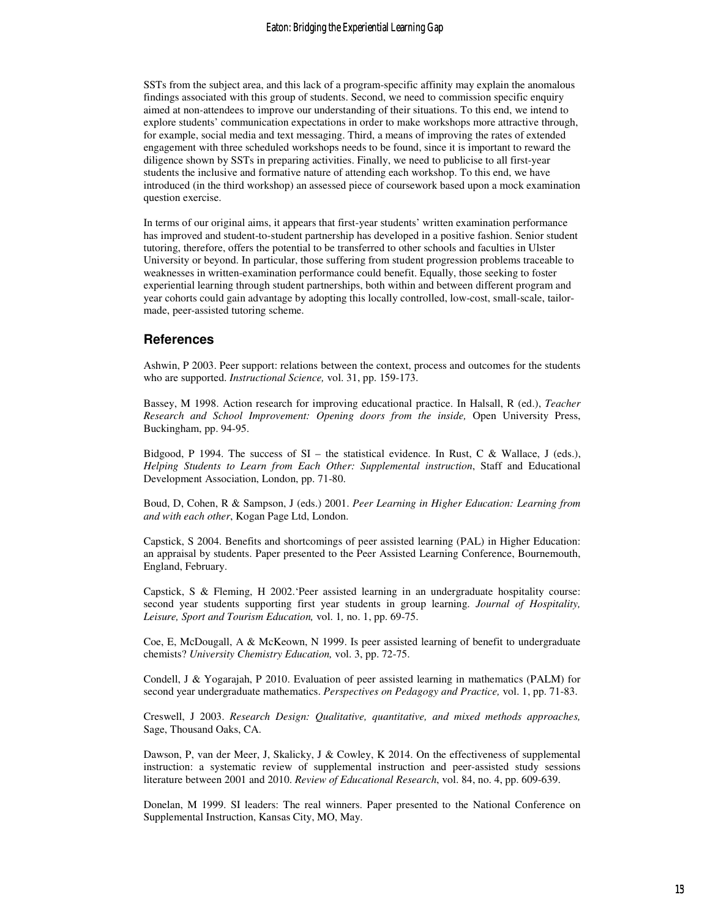SSTs from the subject area, and this lack of a program-specific affinity may explain the anomalous findings associated with this group of students. Second, we need to commission specific enquiry aimed at non-attendees to improve our understanding of their situations. To this end, we intend to explore students' communication expectations in order to make workshops more attractive through, for example, social media and text messaging. Third, a means of improving the rates of extended engagement with three scheduled workshops needs to be found, since it is important to reward the diligence shown by SSTs in preparing activities. Finally, we need to publicise to all first-year students the inclusive and formative nature of attending each workshop. To this end, we have introduced (in the third workshop) an assessed piece of coursework based upon a mock examination question exercise.

In terms of our original aims, it appears that first-year students' written examination performance has improved and student-to-student partnership has developed in a positive fashion. Senior student tutoring, therefore, offers the potential to be transferred to other schools and faculties in Ulster University or beyond. In particular, those suffering from student progression problems traceable to weaknesses in written-examination performance could benefit. Equally, those seeking to foster experiential learning through student partnerships, both within and between different program and year cohorts could gain advantage by adopting this locally controlled, low-cost, small-scale, tailor-made, peer-assisted tutoring scheme.

## References

Ashwin, P 2003. Peer support: relations between the context, process and outcomes for the students who are supported. *Instructional Science,* vol. 31, pp. 159-173.

Bassey, M 1998. Action research for improving educational practice. In Halsall, R (ed.), *Teacher Research and School Improvement: Opening doors from the inside,* Open University Press, Buckingham, pp. 94-95.

Bidgood, P 1994. The success of SI – the statistical evidence. In Rust, C & Wallace, J (eds.), *Helping Students to Learn from Each Other: Supplemental instruction*, Staff and Educational Development Association, London, pp. 71-80.

Boud, D, Cohen, R & Sampson, J (eds.) 2001. *Peer Learning in Higher Education: Learning from and with each other*, Kogan Page Ltd, London.

Capstick, S 2004. Benefits and shortcomings of peer assisted learning (PAL) in Higher Education: an appraisal by students. Paper presented to the Peer Assisted Learning Conference, Bournemouth, England, February.

Capstick, S & Fleming, H 2002.'Peer assisted learning in an undergraduate hospitality course: second year students supporting first year students in group learning. *Journal of Hospitality, Leisure, Sport and Tourism Education,* vol. 1*,* no. 1, pp. 69-75.

Coe, E, McDougall, A & McKeown, N 1999. Is peer assisted learning of benefit to undergraduate chemists? *University Chemistry Education,* vol. 3, pp. 72-75.

Condell, J & Yogarajah, P 2010. Evaluation of peer assisted learning in mathematics (PALM) for second year undergraduate mathematics. *Perspectives on Pedagogy and Practice,* vol. 1, pp. 71-83.

Creswell, J 2003. *Research Design: Qualitative, quantitative, and mixed methods approaches,* Sage, Thousand Oaks, CA.

Dawson, P, van der Meer, J, Skalicky, J & Cowley, K 2014. On the effectiveness of supplemental instruction: a systematic review of supplemental instruction and peer-assisted study sessions literature between 2001 and 2010. *Review of Educational Research*, vol. 84, no. 4, pp. 609-639.

Donelan, M 1999. SI leaders: The real winners. Paper presented to the National Conference on Supplemental Instruction, Kansas City, MO, May.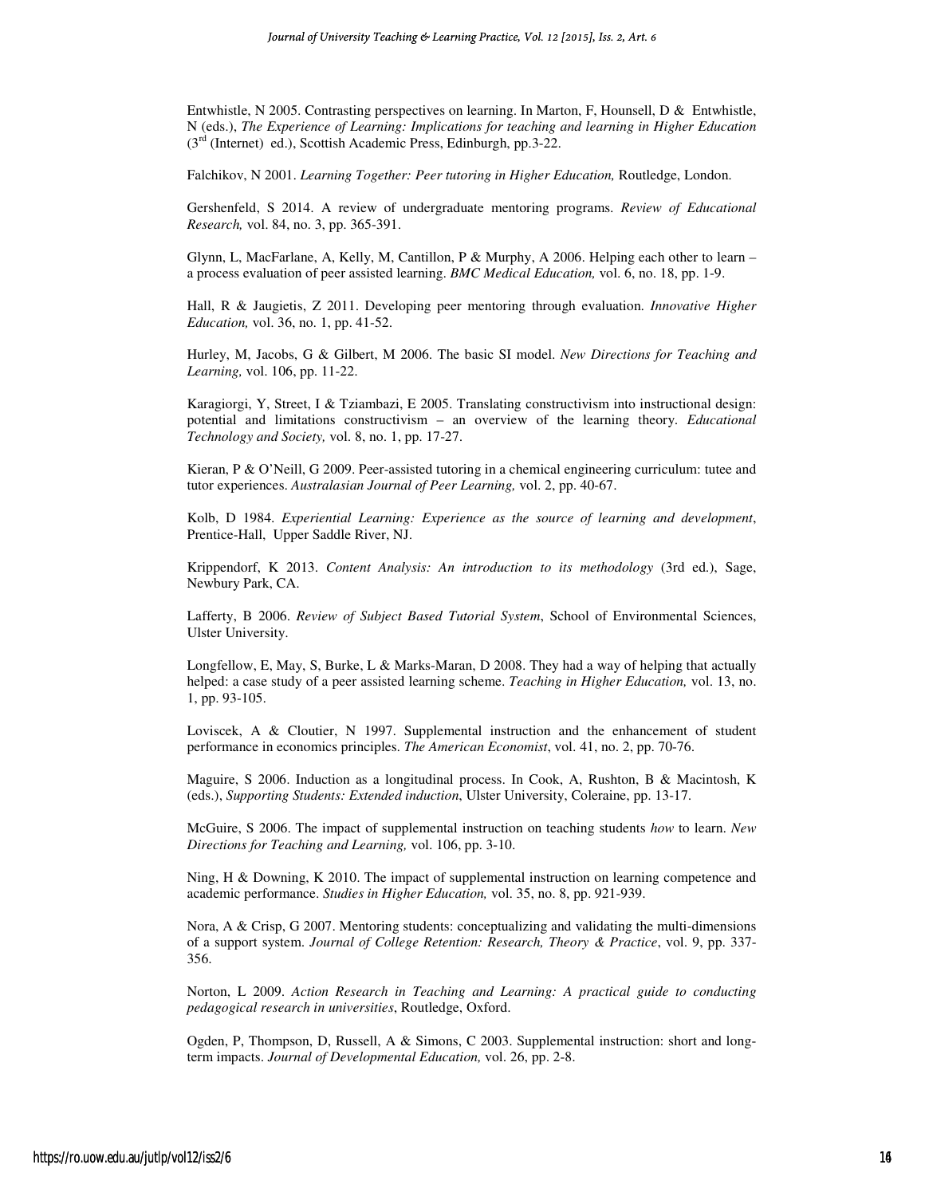Entwhistle, N 2005. Contrasting perspectives on learning. In Marton, F, Hounsell, D & Entwhistle, N (eds.), *The Experience of Learning: Implications for teaching and learning in Higher Education* (3rd (Internet) ed.), Scottish Academic Press, Edinburgh, pp.3-22.

Falchikov, N 2001. *Learning Together: Peer tutoring in Higher Education,* Routledge, London.

Gershenfeld, S 2014. A review of undergraduate mentoring programs. *Review of Educational Research,* vol. 84, no. 3, pp. 365-391.

Glynn, L, MacFarlane, A, Kelly, M, Cantillon, P & Murphy, A 2006. Helping each other to learn – a process evaluation of peer assisted learning. *BMC Medical Education,* vol. 6, no. 18, pp. 1-9.

Hall, R & Jaugietis, Z 2011. Developing peer mentoring through evaluation. *Innovative Higher Education,* vol. 36, no. 1, pp. 41-52.

Hurley, M, Jacobs, G & Gilbert, M 2006. The basic SI model. *New Directions for Teaching and Learning,* vol. 106, pp. 11-22.

Karagiorgi, Y, Street, I & Tziambazi, E 2005. Translating constructivism into instructional design: potential and limitations constructivism – an overview of the learning theory. *Educational Technology and Society,* vol. 8, no. 1, pp. 17-27.

Kieran, P & O'Neill, G 2009. Peer-assisted tutoring in a chemical engineering curriculum: tutee and tutor experiences. *Australasian Journal of Peer Learning,* vol. 2, pp. 40-67.

Kolb, D 1984. *Experiential Learning: Experience as the source of learning and development*, Prentice-Hall, Upper Saddle River, NJ.

Krippendorf, K 2013. *Content Analysis: An introduction to its methodology* (3rd ed.), Sage, Newbury Park, CA.

Lafferty, B 2006. *Review of Subject Based Tutorial System*, School of Environmental Sciences, Ulster University.

Longfellow, E, May, S, Burke, L & Marks-Maran, D 2008. They had a way of helping that actually helped: a case study of a peer assisted learning scheme. *Teaching in Higher Education,* vol. 13, no. 1, pp. 93-105.

Loviscek, A & Cloutier, N 1997. Supplemental instruction and the enhancement of student performance in economics principles. *The American Economist*, vol. 41, no. 2, pp. 70-76.

Maguire, S 2006. Induction as a longitudinal process. In Cook, A, Rushton, B & Macintosh, K (eds.), *Supporting Students: Extended induction*, Ulster University, Coleraine, pp. 13-17.

McGuire, S 2006. The impact of supplemental instruction on teaching students *how* to learn. *New Directions for Teaching and Learning,* vol. 106, pp. 3-10.

Ning, H & Downing, K 2010. The impact of supplemental instruction on learning competence and academic performance. *Studies in Higher Education,* vol. 35, no. 8, pp. 921-939.

Nora, A & Crisp, G 2007. Mentoring students: conceptualizing and validating the multi-dimensions of a support system. *Journal of College Retention: Research, Theory & Practice*, vol. 9, pp. 337-356.

Norton, L 2009. *Action Research in Teaching and Learning: A practical guide to conducting pedagogical research in universities*, Routledge, Oxford.

Ogden, P, Thompson, D, Russell, A & Simons, C 2003. Supplemental instruction: short and long-term impacts. *Journal of Developmental Education,* vol. 26, pp. 2-8.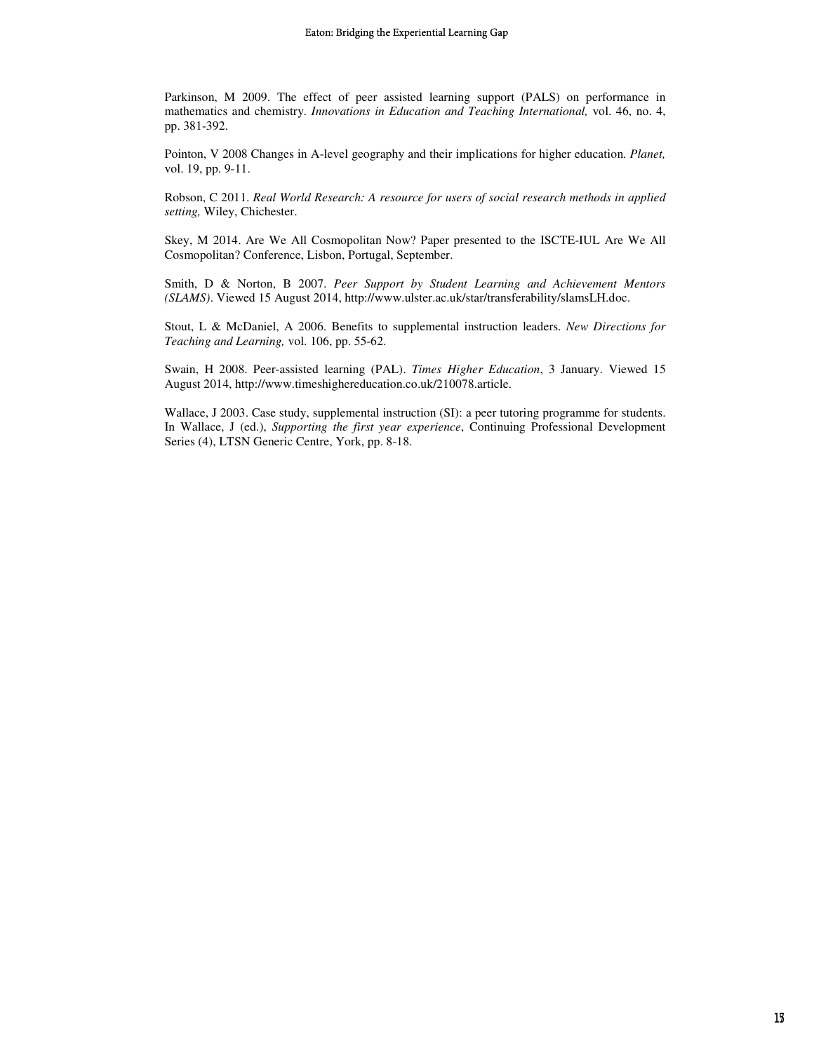Parkinson, M 2009. The effect of peer assisted learning support (PALS) on performance in mathematics and chemistry. *Innovations in Education and Teaching International,* vol. 46, no. 4, pp. 381-392.

Pointon, V 2008 Changes in A-level geography and their implications for higher education. *Planet,* vol. 19, pp. 9-11.

Robson, C 2011. *Real World Research: A resource for users of social research methods in applied setting,* Wiley, Chichester.

Skey, M 2014. Are We All Cosmopolitan Now? Paper presented to the ISCTE-IUL Are We All Cosmopolitan? Conference, Lisbon, Portugal, September.

Smith, D & Norton, B 2007. *Peer Support by Student Learning and Achievement Mentors (SLAMS)*. Viewed 15 August 2014, http://www.ulster.ac.uk/star/transferability/slamsLH.doc.

Stout, L & McDaniel, A 2006. Benefits to supplemental instruction leaders. *New Directions for Teaching and Learning,* vol. 106, pp. 55-62.

Swain, H 2008. Peer-assisted learning (PAL). *Times Higher Education*, 3 January. Viewed 15 August 2014, http://www.timeshighereducation.co.uk/210078.article.

Wallace, J 2003. Case study, supplemental instruction (SI): a peer tutoring programme for students. In Wallace, J (ed.), *Supporting the first year experience*, Continuing Professional Development Series (4), LTSN Generic Centre, York, pp. 8-18.